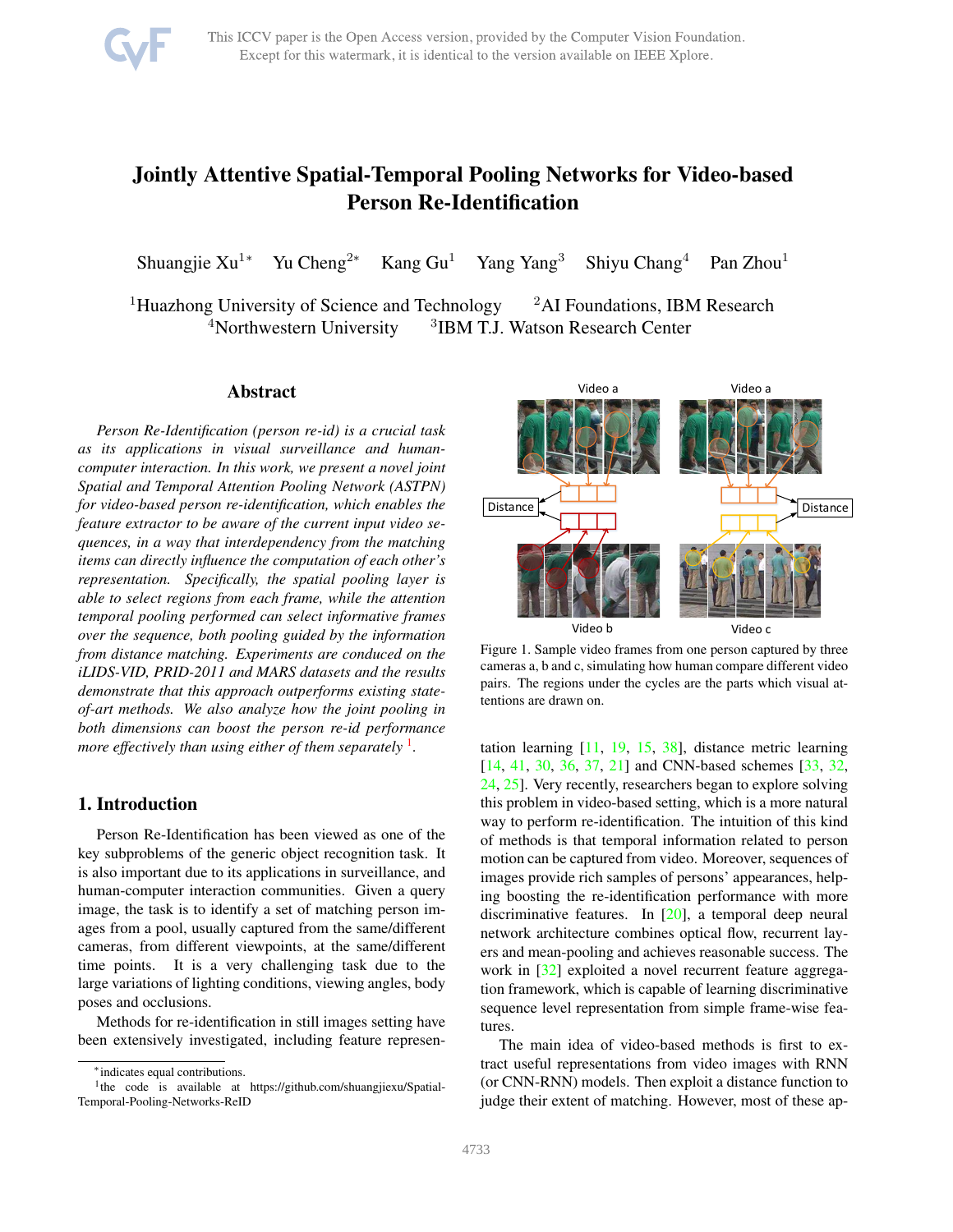# Jointly Attentive Spatial-Temporal Pooling Networks for Video-based Person Re-Identification

Shuangjie Xu[1*] Yu Cheng[2*] Kang Gu[1] Yang Yang[3] Shiyu Chang[4] Pan Zhou[1]

[1]Huazhong University of Science and Technology [2]AI Foundations, IBM Research
[4]Northwestern University [3]IBM T.J. Watson Research Center

## Abstract

*Person Re-Identification (person re-id) is a crucial task as its applications in visual surveillance and human-computer interaction. In this work, we present a novel joint Spatial and Temporal Attention Pooling Network (ASTPN) for video-based person re-identification, which enables the feature extractor to be aware of the current input video sequences, in a way that interdependency from the matching items can directly influence the computation of each other's representation. Specifically, the spatial pooling layer is able to select regions from each frame, while the attention temporal pooling performed can select informative frames over the sequence, both pooling guided by the information from distance matching. Experiments are conducted on the iLIDS-VID, PRID-2011 and MARS datasets and the results demonstrate that this approach outperforms existing state-of-art methods. We also analyze how the joint pooling in both dimensions can boost the person re-id performance more effectively than using either of them separately* [1].

Figure 1. Sample video frames from one person captured by three cameras a, b and c, simulating how human compare different video pairs. The regions under the cycles are the parts which visual attentions are drawn on.

## 1. Introduction

Person Re-Identification has been viewed as one of the key subproblems of the generic object recognition task. It is also important due to its applications in surveillance, and human-computer interaction communities. Given a query image, the task is to identify a set of matching person images from a pool, usually captured from the same/different cameras, from different viewpoints, at the same/different time points. It is a very challenging task due to the large variations of lighting conditions, viewing angles, body poses and occlusions.

Methods for re-identification in still images setting have been extensively investigated, including feature representation learning [11, 19, 15, 38], distance metric learning [14, 41, 30, 36, 37, 21] and CNN-based schemes [33, 32, 24, 25]. Very recently, researchers began to explore solving this problem in video-based setting, which is a more natural way to perform re-identification. The intuition of this kind of methods is that temporal information related to person motion can be captured from video. Moreover, sequences of images provide rich samples of persons' appearances, helping boosting the re-identification performance with more discriminative features. In [20], a temporal deep neural network architecture combines optical flow, recurrent layers and mean-pooling and achieves reasonable success. The work in [32] exploited a novel recurrent feature aggregation framework, which is capable of learning discriminative sequence level representation from simple frame-wise features.

The main idea of video-based methods is first to extract useful representations from video images with RNN (or CNN-RNN) models. Then exploit a distance function to judge their extent of matching. However, most of these ap-

*indicates equal contributions.

[1]the code is available at https://github.com/shuangjiexu/Spatial-Temporal-Pooling-Networks-ReID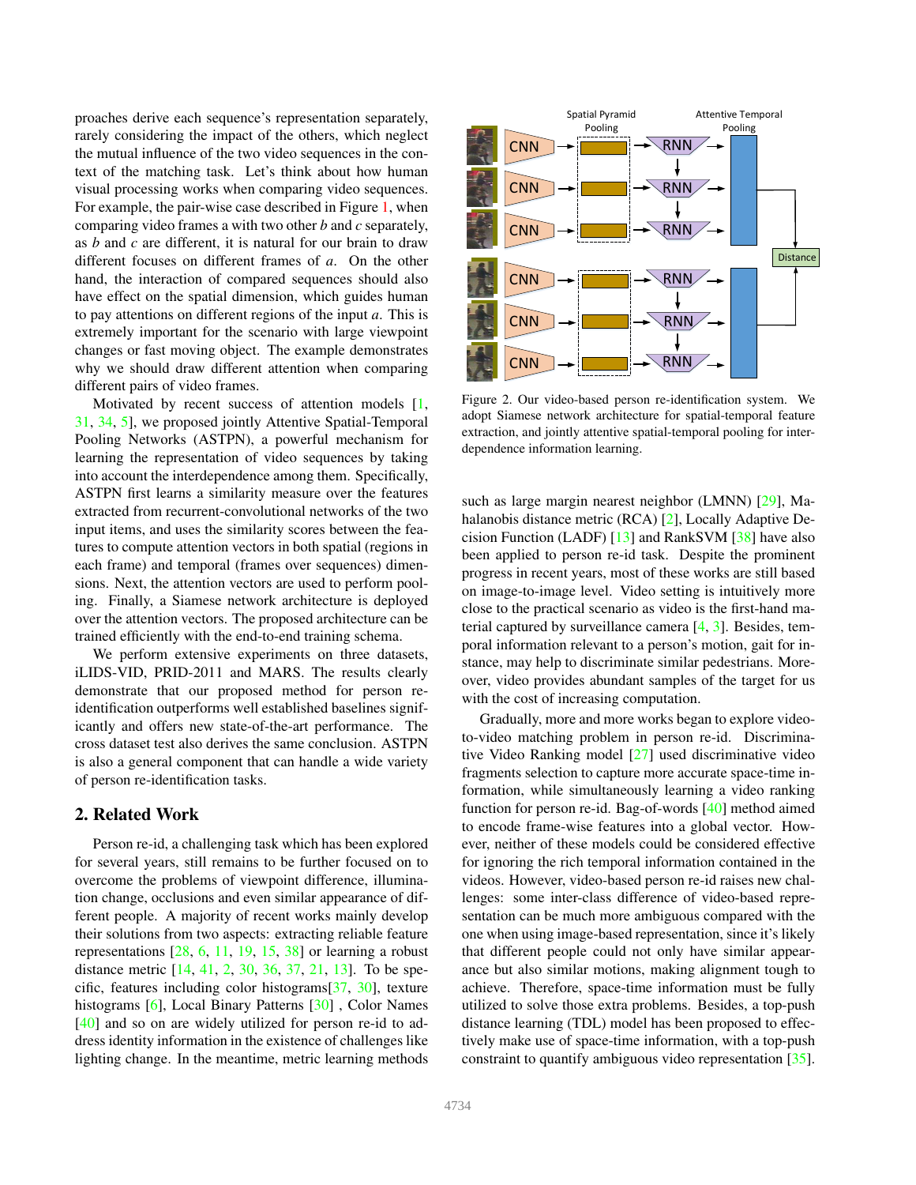proaches derive each sequence's representation separately, rarely considering the impact of the others, which neglect the mutual influence of the two video sequences in the context of the matching task. Let's think about how human visual processing works when comparing video sequences. For example, the pair-wise case described in Figure 1, when comparing video frames a with two other *b* and *c* separately, as *b* and *c* are different, it is natural for our brain to draw different focuses on different frames of *a*. On the other hand, the interaction of compared sequences should also have effect on the spatial dimension, which guides human to pay attentions on different regions of the input *a*. This is extremely important for the scenario with large viewpoint changes or fast moving object. The example demonstrates why we should draw different attention when comparing different pairs of video frames.

Motivated by recent success of attention models [1, 31, 34, 5], we proposed jointly Attentive Spatial-Temporal Pooling Networks (ASTPN), a powerful mechanism for learning the representation of video sequences by taking into account the interdependence among them. Specifically, ASTPN first learns a similarity measure over the features extracted from recurrent-convolutional networks of the two input items, and uses the similarity scores between the features to compute attention vectors in both spatial (regions in each frame) and temporal (frames over sequences) dimensions. Next, the attention vectors are used to perform pooling. Finally, a Siamese network architecture is deployed over the attention vectors. The proposed architecture can be trained efficiently with the end-to-end training schema.

We perform extensive experiments on three datasets, iLIDS-VID, PRID-2011 and MARS. The results clearly demonstrate that our proposed method for person re-identification outperforms well established baselines significantly and offers new state-of-the-art performance. The cross dataset test also derives the same conclusion. ASTPN is also a general component that can handle a wide variety of person re-identification tasks.

## 2. Related Work

Person re-id, a challenging task which has been explored for several years, still remains to be further focused on to overcome the problems of viewpoint difference, illumination change, occlusions and even similar appearance of different people. A majority of recent works mainly develop their solutions from two aspects: extracting reliable feature representations [28, 6, 11, 19, 15, 38] or learning a robust distance metric [14, 41, 2, 30, 36, 37, 21, 13]. To be specific, features including color histograms[37, 30], texture histograms [6], Local Binary Patterns [30] , Color Names [40] and so on are widely utilized for person re-id to address identity information in the existence of challenges like lighting change. In the meantime, metric learning methods

Spatial Pyramid Pooling

Attentive Temporal Pooling

CNN

RNN

Distance

Figure 2. Our video-based person re-identification system. We adopt Siamese network architecture for spatial-temporal feature extraction, and jointly attentive spatial-temporal pooling for interdependence information learning.

such as large margin nearest neighbor (LMNN) [29], Mahalanobis distance metric (RCA) [2], Locally Adaptive Decision Function (LADF) [13] and RankSVM [38] have also been applied to person re-id task. Despite the prominent progress in recent years, most of these works are still based on image-to-image level. Video setting is intuitively more close to the practical scenario as video is the first-hand material captured by surveillance camera [4, 3]. Besides, temporal information relevant to a person's motion, gait for instance, may help to discriminate similar pedestrians. Moreover, video provides abundant samples of the target for us with the cost of increasing computation.

Gradually, more and more works began to explore video-to-video matching problem in person re-id. Discriminative Video Ranking model [27] used discriminative video fragments selection to capture more accurate space-time information, while simultaneously learning a video ranking function for person re-id. Bag-of-words [40] method aimed to encode frame-wise features into a global vector. However, neither of these models could be considered effective for ignoring the rich temporal information contained in the videos. However, video-based person re-id raises new challenges: some inter-class difference of video-based representation can be much more ambiguous compared with the one when using image-based representation, since it's likely that different people could not only have similar appearance but also similar motions, making alignment tough to achieve. Therefore, space-time information must be fully utilized to solve those extra problems. Besides, a top-push distance learning (TDL) model has been proposed to effectively make use of space-time information, with a top-push constraint to quantify ambiguous video representation [35].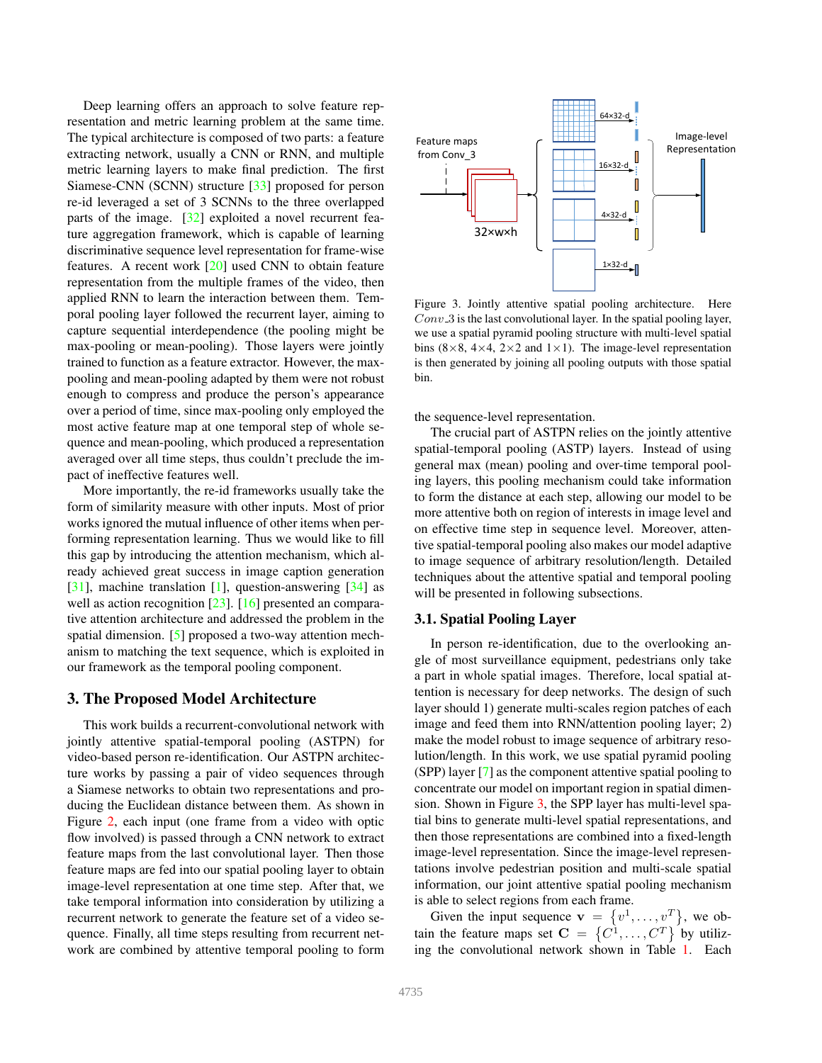Deep learning offers an approach to solve feature representation and metric learning problem at the same time. The typical architecture is composed of two parts: a feature extracting network, usually a CNN or RNN, and multiple metric learning layers to make final prediction. The first Siamese-CNN (SCNN) structure [33] proposed for person re-id leveraged a set of 3 SCNNs to the three overlapped parts of the image. [32] exploited a novel recurrent feature aggregation framework, which is capable of learning discriminative sequence level representation for frame-wise features. A recent work [20] used CNN to obtain feature representation from the multiple frames of the video, then applied RNN to learn the interaction between them. Temporal pooling layer followed the recurrent layer, aiming to capture sequential interdependence (the pooling might be max-pooling or mean-pooling). Those layers were jointly trained to function as a feature extractor. However, the max-pooling and mean-pooling adapted by them were not robust enough to compress and produce the person's appearance over a period of time, since max-pooling only employed the most active feature map at one temporal step of whole sequence and mean-pooling, which produced a representation averaged over all time steps, thus couldn't preclude the impact of ineffective features well.

More importantly, the re-id frameworks usually take the form of similarity measure with other inputs. Most of prior works ignored the mutual influence of other items when performing representation learning. Thus we would like to fill this gap by introducing the attention mechanism, which already achieved great success in image caption generation [31], machine translation [1], question-answering [34] as well as action recognition [23]. [16] presented an comparative attention architecture and addressed the problem in the spatial dimension. [5] proposed a two-way attention mechanism to matching the text sequence, which is exploited in our framework as the temporal pooling component.

## 3. The Proposed Model Architecture

This work builds a recurrent-convolutional network with jointly attentive spatial-temporal pooling (ASTPN) for video-based person re-identification. Our ASTPN architecture works by passing a pair of video sequences through a Siamese networks to obtain two representations and producing the Euclidean distance between them. As shown in Figure 2, each input (one frame from a video with optic flow involved) is passed through a CNN network to extract feature maps from the last convolutional layer. Then those feature maps are fed into our spatial pooling layer to obtain image-level representation at one time step. After that, we take temporal information into consideration by utilizing a recurrent network to generate the feature set of a video sequence. Finally, all time steps resulting from recurrent network are combined by attentive temporal pooling to form the sequence-level representation.

Figure 3. Jointly attentive spatial pooling architecture. Here $Conv\_3$ is the last convolutional layer. In the spatial pooling layer, we use a spatial pyramid pooling structure with multi-level spatial bins (8×8, 4×4, 2×2 and 1×1). The image-level representation is then generated by joining all pooling outputs with those spatial bin.

The crucial part of ASTPN relies on the jointly attentive spatial-temporal pooling (ASTP) layers. Instead of using general max (mean) pooling and over-time temporal pooling layers, this pooling mechanism could take information to form the distance at each step, allowing our model to be more attentive both on region of interests in image level and on effective time step in sequence level. Moreover, attentive spatial-temporal pooling also makes our model adaptive to image sequence of arbitrary resolution/length. Detailed techniques about the attentive spatial and temporal pooling will be presented in following subsections.

### 3.1. Spatial Pooling Layer

In person re-identification, due to the overlooking angle of most surveillance equipment, pedestrians only take a part in whole spatial images. Therefore, local spatial attention is necessary for deep networks. The design of such layer should 1) generate multi-scales region patches of each image and feed them into RNN/attention pooling layer; 2) make the model robust to image sequence of arbitrary resolution/length. In this work, we use spatial pyramid pooling (SPP) layer [7] as the component attentive spatial pooling to concentrate our model on important region in spatial dimension. Shown in Figure 3, the SPP layer has multi-level spatial bins to generate multi-level spatial representations, and then those representations are combined into a fixed-length image-level representation. Since the image-level representations involve pedestrian position and multi-scale spatial information, our joint attentive spatial pooling mechanism is able to select regions from each frame.

Given the input sequence $\mathbf{v} = \{v^1, \ldots, v^T\}$, we obtain the feature maps set $\mathbf{C} = \{C^1, \ldots, C^T\}$ by utilizing the convolutional network shown in Table 1. Each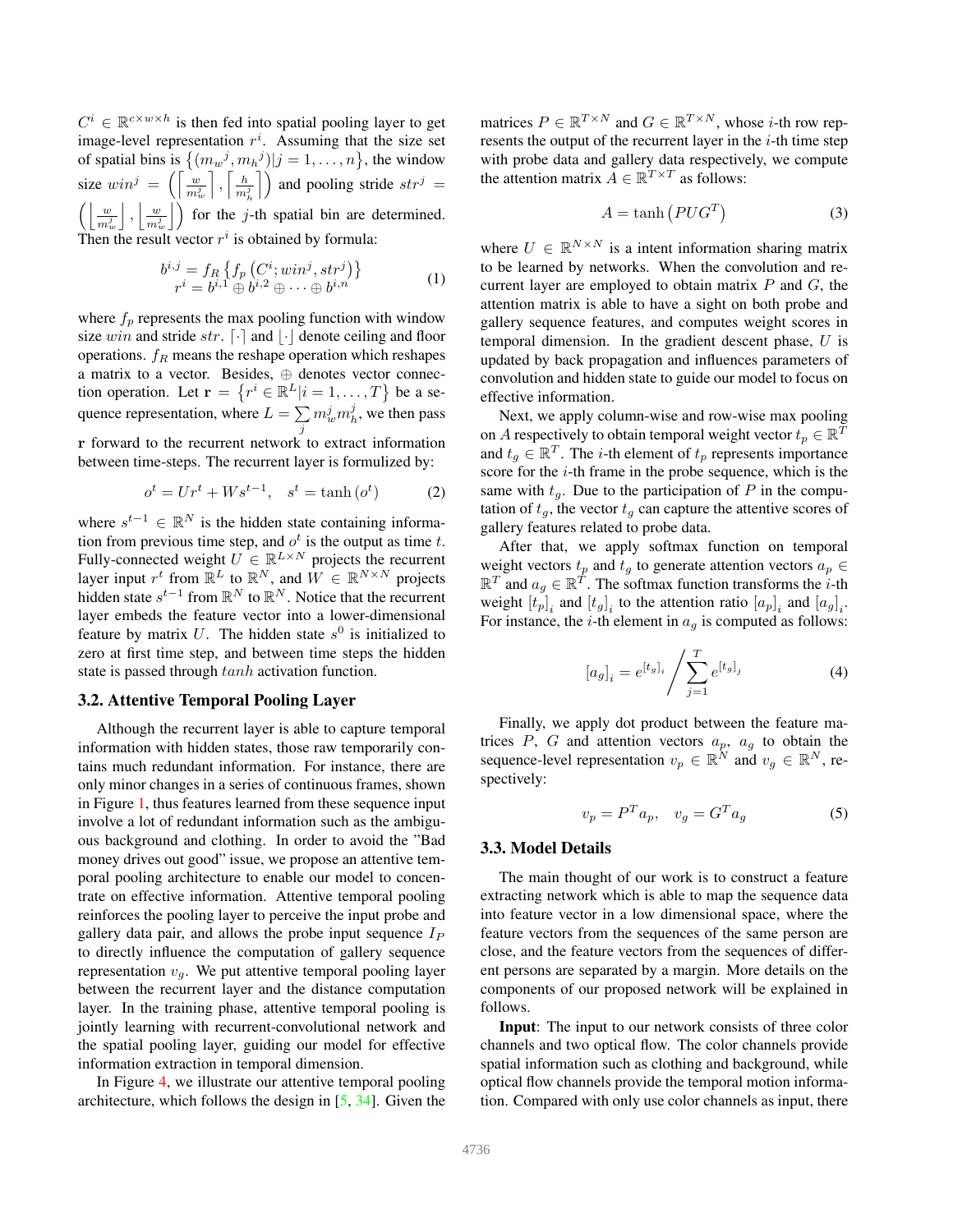$C^i \in \mathbb{R}^{c \times w \times h}$ is then fed into spatial pooling layer to get image-level representation $r^i$. Assuming that the size set of spatial bins is $\left\{(m_w{}^j, m_h{}^j) | j = 1, \ldots, n\right\}$, the window size $win^j = \left(\left\lceil \frac{w}{m_w^j} \right\rceil, \left\lceil \frac{h}{m_h^j} \right\rceil\right)$ and pooling stride $str^j = \left(\left\lfloor \frac{w}{m_w^j} \right\rfloor, \left\lfloor \frac{w}{m_w^j} \right\rfloor\right)$ for the $j$-th spatial bin are determined. Then the result vector $r^i$ is obtained by formula:

$$
\begin{aligned}
b^{i,j} &= f_R \left\{ f_p \left( C^i; win^j, str^j \right) \right\} \\
r^i &= b^{i,1} \oplus b^{i,2} \oplus \cdots \oplus b^{i,n}
\end{aligned} \tag{1}
$$

where $f_p$ represents the max pooling function with window size $win$ and stride $str$. $\lceil \cdot \rceil$ and $\lfloor \cdot \rfloor$ denote ceiling and floor operations. $f_R$ means the reshape operation which reshapes a matrix to a vector. Besides, $\oplus$ denotes vector connection operation. Let $\mathbf{r} = \left\{ r^i \in \mathbb{R}^L | i = 1, \ldots, T \right\}$ be a sequence representation, where $L = \sum_j m_w^j m_h^j$, we then pass $\mathbf{r}$ forward to the recurrent network to extract information between time-steps. The recurrent layer is formulized by:

$$
o^t = Ur^t + Ws^{t-1}, \quad s^t = \tanh\left(o^t\right) \tag{2}
$$

where $s^{t-1} \in \mathbb{R}^N$ is the hidden state containing information from previous time step, and $o^t$ is the output as time $t$. Fully-connected weight $U \in \mathbb{R}^{L \times N}$ projects the recurrent layer input $r^t$ from $\mathbb{R}^L$ to $\mathbb{R}^N$, and $W \in \mathbb{R}^{N \times N}$ projects hidden state $s^{t-1}$ from $\mathbb{R}^N$ to $\mathbb{R}^N$. Notice that the recurrent layer embeds the feature vector into a lower-dimensional feature by matrix $U$. The hidden state $s^0$ is initialized to zero at first time step, and between time steps the hidden state is passed through $tanh$ activation function.

### 3.2. Attentive Temporal Pooling Layer

Although the recurrent layer is able to capture temporal information with hidden states, those raw temporarily contains much redundant information. For instance, there are only minor changes in a series of continuous frames, shown in Figure 1, thus features learned from these sequence input involve a lot of redundant information such as the ambiguous background and clothing. In order to avoid the "Bad money drives out good" issue, we propose an attentive temporal pooling architecture to enable our model to concentrate on effective information. Attentive temporal pooling reinforces the pooling layer to perceive the input probe and gallery data pair, and allows the probe input sequence $I_P$ to directly influence the computation of gallery sequence representation $v_g$. We put attentive temporal pooling layer between the recurrent layer and the distance computation layer. In the training phase, attentive temporal pooling is jointly learning with recurrent-convolutional network and the spatial pooling layer, guiding our model for effective information extraction in temporal dimension.

In Figure 4, we illustrate our attentive temporal pooling architecture, which follows the design in [5, 34]. Given the matrices $P \in \mathbb{R}^{T \times N}$ and $G \in \mathbb{R}^{T \times N}$, whose $i$-th row represents the output of the recurrent layer in the $i$-th time step with probe data and gallery data respectively, we compute the attention matrix $A \in \mathbb{R}^{T \times T}$ as follows:

$$
A = \tanh\left(PUG^T\right) \tag{3}
$$

where $U \in \mathbb{R}^{N \times N}$ is a intent information sharing matrix to be learned by networks. When the convolution and recurrent layer are employed to obtain matrix $P$ and $G$, the attention matrix is able to have a sight on both probe and gallery sequence features, and computes weight scores in temporal dimension. In the gradient descent phase, $U$ is updated by back propagation and influences parameters of convolution and hidden state to guide our model to focus on effective information.

Next, we apply column-wise and row-wise max pooling on $A$ respectively to obtain temporal weight vector $t_p \in \mathbb{R}^T$ and $t_g \in \mathbb{R}^T$. The $i$-th element of $t_p$ represents importance score for the $i$-th frame in the probe sequence, which is the same with $t_g$. Due to the participation of $P$ in the computation of $t_g$, the vector $t_g$ can capture the attentive scores of gallery features related to probe data.

After that, we apply softmax function on temporal weight vectors $t_p$ and $t_g$ to generate attention vectors $a_p \in \mathbb{R}^T$ and $a_g \in \mathbb{R}^T$. The softmax function transforms the $i$-th weight $[t_p]_i$ and $[t_g]_i$ to the attention ratio $[a_p]_i$ and $[a_g]_i$. For instance, the $i$-th element in $a_g$ is computed as follows:

$$
[a_g]_i = e^{[t_g]_i} \bigg/ \sum_{j=1}^{T} e^{[t_g]_j} \tag{4}
$$

Finally, we apply dot product between the feature matrices $P$, $G$ and attention vectors $a_p$, $a_g$ to obtain the sequence-level representation $v_p \in \mathbb{R}^N$ and $v_g \in \mathbb{R}^N$, respectively:

$$
v_p = P^T a_p, \quad v_g = G^T a_g \tag{5}
$$

### 3.3. Model Details

The main thought of our work is to construct a feature extracting network which is able to map the sequence data into feature vector in a low dimensional space, where the feature vectors from the sequences of the same person are close, and the feature vectors from the sequences of different persons are separated by a margin. More details on the components of our proposed network will be explained in follows.

**Input**: The input to our network consists of three color channels and two optical flow. The color channels provide spatial information such as clothing and background, while optical flow channels provide the temporal motion information. Compared with only use color channels as input, there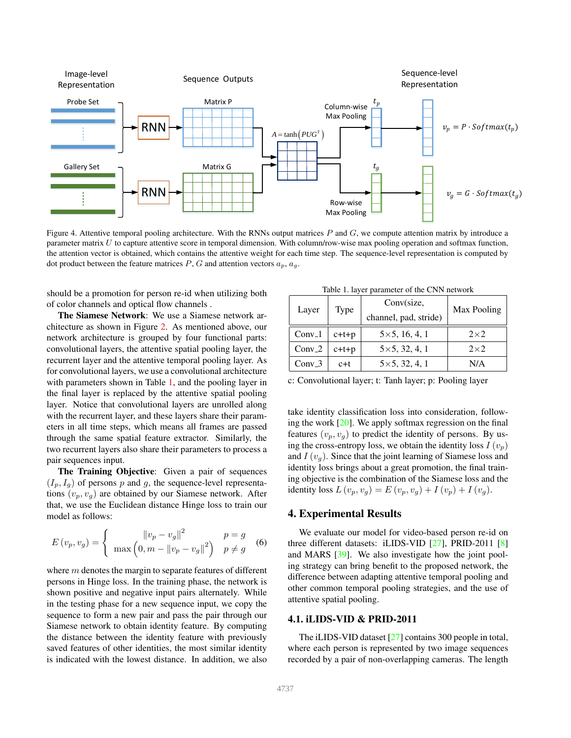Figure 4. Attentive temporal pooling architecture. With the RNNs output matrices $P$ and $G$, we compute attention matrix by introduce a parameter matrix $U$ to capture attentive score in temporal dimension. With column/row-wise max pooling operation and softmax function, the attention vector is obtained, which contains the attentive weight for each time step. The sequence-level representation is computed by dot product between the feature matrices $P$, $G$ and attention vectors $a_p$, $a_g$.

should be a promotion for person re-id when utilizing both of color channels and optical flow channels .

**The Siamese Network**: We use a Siamese network architecture as shown in Figure 2. As mentioned above, our network architecture is grouped by four functional parts: convolutional layers, the attentive spatial pooling layer, the recurrent layer and the attentive temporal pooling layer. As for convolutional layers, we use a convolutional architecture with parameters shown in Table 1, and the pooling layer in the final layer is replaced by the attentive spatial pooling layer. Notice that convolutional layers are unrolled along with the recurrent layer, and these layers share their parameters in all time steps, which means all frames are passed through the same spatial feature extractor. Similarly, the two recurrent layers also share their parameters to process a pair sequences input.

**The Training Objective**: Given a pair of sequences $(I_p, I_g)$ of persons $p$ and $g$, the sequence-level representations $(v_p, v_g)$ are obtained by our Siamese network. After that, we use the Euclidean distance Hinge loss to train our model as follows:

$$E(v_p, v_g) = \begin{cases} \|v_p - v_g\|^2 & p = g \\ \max\left(0, m - \|v_p - v_g\|^2\right) & p \neq g \end{cases} \quad (6)$$

where $m$ denotes the margin to separate features of different persons in Hinge loss. In the training phase, the network is shown positive and negative input pairs alternately. While in the testing phase for a new sequence input, we copy the sequence to form a new pair and pass the pair through our Siamese network to obtain identity feature. By computing the distance between the identity feature with previously saved features of other identities, the most similar identity is indicated with the lowest distance. In addition, we also take identity classification loss into consideration, following the work [20]. We apply softmax regression on the final features $(v_p, v_g)$ to predict the identity of persons. By using the cross-entropy loss, we obtain the identity loss $I(v_p)$ and $I(v_g)$. Since that the joint learning of Siamese loss and identity loss brings about a great promotion, the final training objective is the combination of the Siamese loss and the identity loss $L(v_p, v_g) = E(v_p, v_g) + I(v_p) + I(v_g)$.

Table 1. layer parameter of the CNN network

| Layer | Type | Conv(size, channel, pad, stride) | Max Pooling |
|---|---|---|---|
| Conv_1 | c+t+p | 5×5, 16, 4, 1 | 2×2 |
| Conv_2 | c+t+p | 5×5, 32, 4, 1 | 2×2 |
| Conv_3 | c+t | 5×5, 32, 4, 1 | N/A |

c: Convolutional layer; t: Tanh layer; p: Pooling layer

## 4. Experimental Results

We evaluate our model for video-based person re-id on three different datasets: iLIDS-VID [27], PRID-2011 [8] and MARS [39]. We also investigate how the joint pooling strategy can bring benefit to the proposed network, the difference between adapting attentive temporal pooling and other common temporal pooling strategies, and the use of attentive spatial pooling.

### 4.1. iLIDS-VID & PRID-2011

The iLIDS-VID dataset [27] contains 300 people in total, where each person is represented by two image sequences recorded by a pair of non-overlapping cameras. The length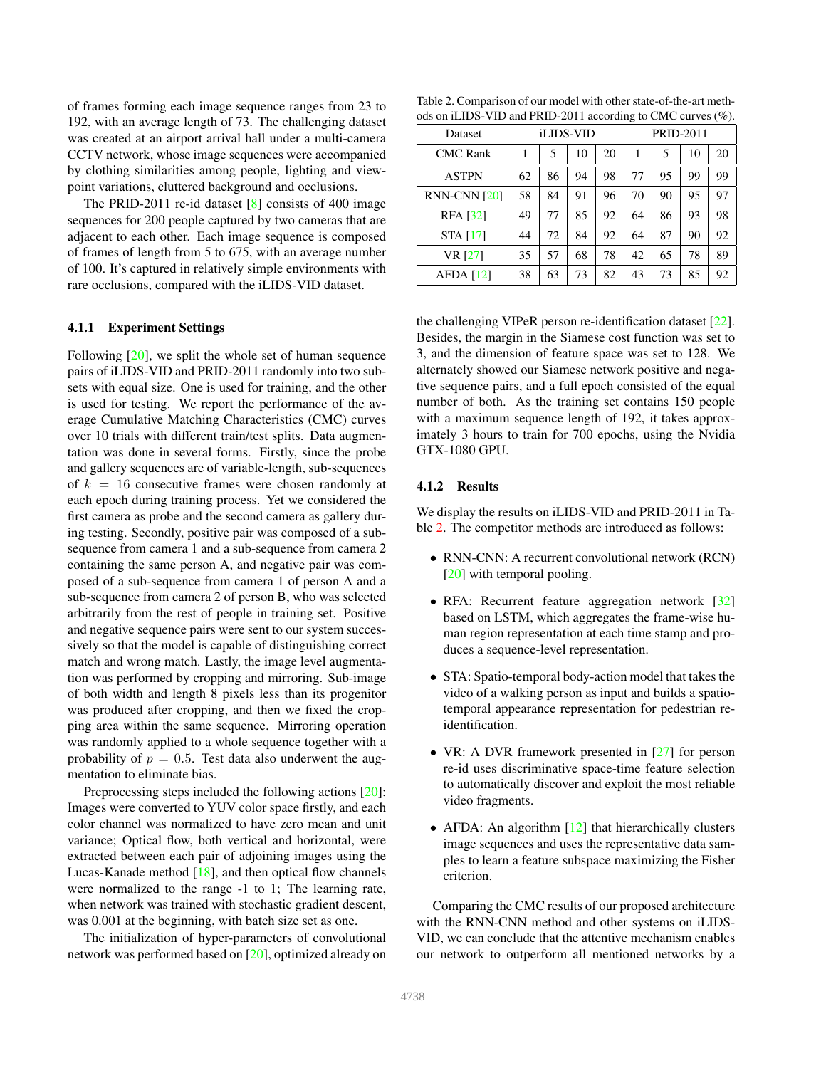of frames forming each image sequence ranges from 23 to 192, with an average length of 73. The challenging dataset was created at an airport arrival hall under a multi-camera CCTV network, whose image sequences were accompanied by clothing similarities among people, lighting and viewpoint variations, cluttered background and occlusions.

The PRID-2011 re-id dataset [8] consists of 400 image sequences for 200 people captured by two cameras that are adjacent to each other. Each image sequence is composed of frames of length from 5 to 675, with an average number of 100. It's captured in relatively simple environments with rare occlusions, compared with the iLIDS-VID dataset.

#### 4.1.1 Experiment Settings

Following [20], we split the whole set of human sequence pairs of iLIDS-VID and PRID-2011 randomly into two subsets with equal size. One is used for training, and the other is used for testing. We report the performance of the average Cumulative Matching Characteristics (CMC) curves over 10 trials with different train/test splits. Data augmentation was done in several forms. Firstly, since the probe and gallery sequences are of variable-length, sub-sequences of $k = 16$ consecutive frames were chosen randomly at each epoch during training process. Yet we considered the first camera as probe and the second camera as gallery during testing. Secondly, positive pair was composed of a sub-sequence from camera 1 and a sub-sequence from camera 2 containing the same person A, and negative pair was composed of a sub-sequence from camera 1 of person A and a sub-sequence from camera 2 of person B, who was selected arbitrarily from the rest of people in training set. Positive and negative sequence pairs were sent to our system successively so that the model is capable of distinguishing correct match and wrong match. Lastly, the image level augmentation was performed by cropping and mirroring. Sub-image of both width and length 8 pixels less than its progenitor was produced after cropping, and then we fixed the cropping area within the same sequence. Mirroring operation was randomly applied to a whole sequence together with a probability of $p = 0.5$. Test data also underwent the augmentation to eliminate bias.

Preprocessing steps included the following actions [20]: Images were converted to YUV color space firstly, and each color channel was normalized to have zero mean and unit variance; Optical flow, both vertical and horizontal, were extracted between each pair of adjoining images using the Lucas-Kanade method [18], and then optical flow channels were normalized to the range -1 to 1; The learning rate, when network was trained with stochastic gradient descent, was 0.001 at the beginning, with batch size set as one.

The initialization of hyper-parameters of convolutional network was performed based on [20], optimized already on the challenging VIPeR person re-identification dataset [22]. Besides, the margin in the Siamese cost function was set to 3, and the dimension of feature space was set to 128. We alternately showed our Siamese network positive and negative sequence pairs, and a full epoch consisted of the equal number of both. As the training set contains 150 people with a maximum sequence length of 192, it takes approximately 3 hours to train for 700 epochs, using the Nvidia GTX-1080 GPU.

Table 2. Comparison of our model with other state-of-the-art methods on iLIDS-VID and PRID-2011 according to CMC curves (%).

| Dataset | iLIDS-VID | | | | PRID-2011 | | | |
|---|---|---|---|---|---|---|---|---|
| CMC Rank | 1 | 5 | 10 | 20 | 1 | 5 | 10 | 20 |
| ASTPN | 62 | 86 | 94 | 98 | 77 | 95 | 99 | 99 |
| RNN-CNN [20] | 58 | 84 | 91 | 96 | 70 | 90 | 95 | 97 |
| RFA [32] | 49 | 77 | 85 | 92 | 64 | 86 | 93 | 98 |
| STA [17] | 44 | 72 | 84 | 92 | 64 | 87 | 90 | 92 |
| VR [27] | 35 | 57 | 68 | 78 | 42 | 65 | 78 | 89 |
| AFDA [12] | 38 | 63 | 73 | 82 | 43 | 73 | 85 | 92 |

#### 4.1.2 Results

We display the results on iLIDS-VID and PRID-2011 in Table 2. The competitor methods are introduced as follows:

- RNN-CNN: A recurrent convolutional network (RCN) [20] with temporal pooling.
- RFA: Recurrent feature aggregation network [32] based on LSTM, which aggregates the frame-wise human region representation at each time stamp and produces a sequence-level representation.
- STA: Spatio-temporal body-action model that takes the video of a walking person as input and builds a spatio-temporal appearance representation for pedestrian re-identification.
- VR: A DVR framework presented in [27] for person re-id uses discriminative space-time feature selection to automatically discover and exploit the most reliable video fragments.
- AFDA: An algorithm [12] that hierarchically clusters image sequences and uses the representative data samples to learn a feature subspace maximizing the Fisher criterion.

Comparing the CMC results of our proposed architecture with the RNN-CNN method and other systems on iLIDS-VID, we can conclude that the attentive mechanism enables our network to outperform all mentioned networks by a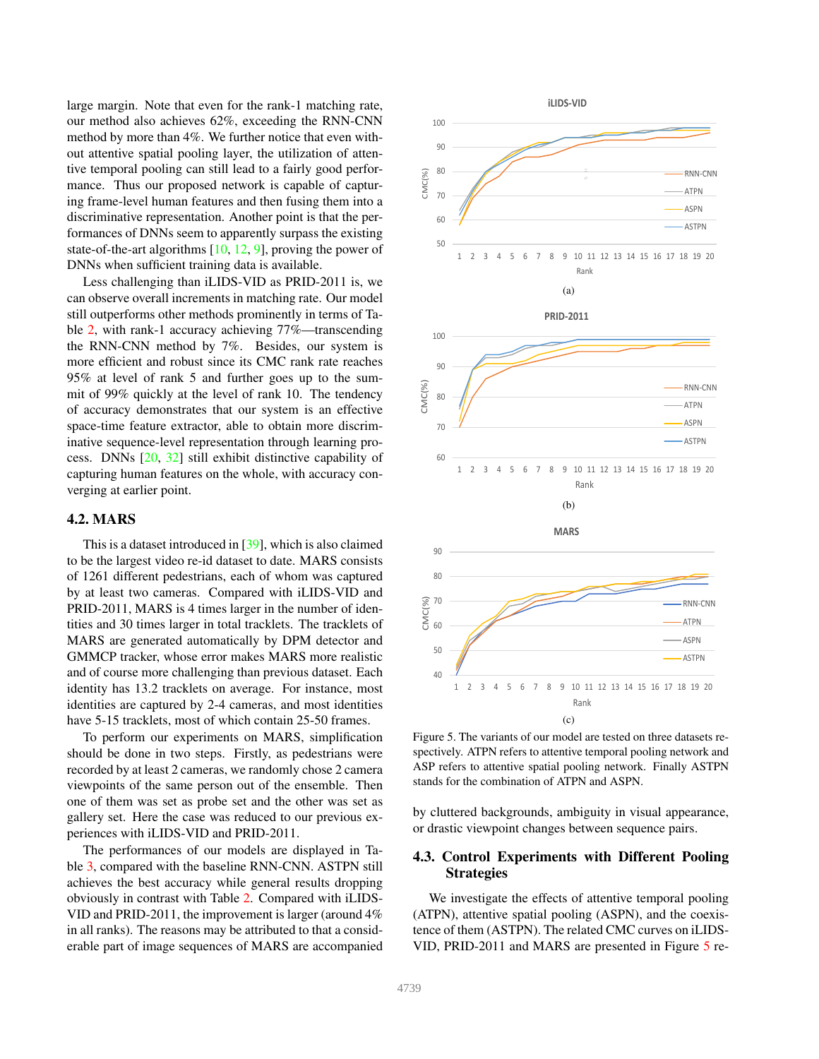large margin. Note that even for the rank-1 matching rate, our method also achieves 62%, exceeding the RNN-CNN method by more than 4%. We further notice that even without attentive spatial pooling layer, the utilization of attentive temporal pooling can still lead to a fairly good performance. Thus our proposed network is capable of capturing frame-level human features and then fusing them into a discriminative representation. Another point is that the performances of DNNs seem to apparently surpass the existing state-of-the-art algorithms [10, 12, 9], proving the power of DNNs when sufficient training data is available.

Less challenging than iLIDS-VID as PRID-2011 is, we can observe overall increments in matching rate. Our model still outperforms other methods prominently in terms of Table 2, with rank-1 accuracy achieving 77%—transcending the RNN-CNN method by 7%. Besides, our system is more efficient and robust since its CMC rank rate reaches 95% at level of rank 5 and further goes up to the summit of 99% quickly at the level of rank 10. The tendency of accuracy demonstrates that our system is an effective space-time feature extractor, able to obtain more discriminative sequence-level representation through learning process. DNNs [20, 32] still exhibit distinctive capability of capturing human features on the whole, with accuracy converging at earlier point.

## 4.2. MARS

This is a dataset introduced in [39], which is also claimed to be the largest video re-id dataset to date. MARS consists of 1261 different pedestrians, each of whom was captured by at least two cameras. Compared with iLIDS-VID and PRID-2011, MARS is 4 times larger in the number of identities and 30 times larger in total tracklets. The tracklets of MARS are generated automatically by DPM detector and GMMCP tracker, whose error makes MARS more realistic and of course more challenging than previous dataset. Each identity has 13.2 tracklets on average. For instance, most identities are captured by 2-4 cameras, and most identities have 5-15 tracklets, most of which contain 25-50 frames.

To perform our experiments on MARS, simplification should be done in two steps. Firstly, as pedestrians were recorded by at least 2 cameras, we randomly chose 2 camera viewpoints of the same person out of the ensemble. Then one of them was set as probe set and the other was set as gallery set. Here the case was reduced to our previous experiences with iLIDS-VID and PRID-2011.

The performances of our models are displayed in Table 3, compared with the baseline RNN-CNN. ASTPN still achieves the best accuracy while general results dropping obviously in contrast with Table 2. Compared with iLIDS-VID and PRID-2011, the improvement is larger (around 4% in all ranks). The reasons may be attributed to that a considerable part of image sequences of MARS are accompanied by cluttered backgrounds, ambiguity in visual appearance, or drastic viewpoint changes between sequence pairs.

Figure 5. The variants of our model are tested on three datasets respectively. ATPN refers to attentive temporal pooling network and ASP refers to attentive spatial pooling network. Finally ASTPN stands for the combination of ATPN and ASPN.

## 4.3. Control Experiments with Different Pooling Strategies

We investigate the effects of attentive temporal pooling (ATPN), attentive spatial pooling (ASPN), and the coexistence of them (ASTPN). The related CMC curves on iLIDS-VID, PRID-2011 and MARS are presented in Figure 5 re-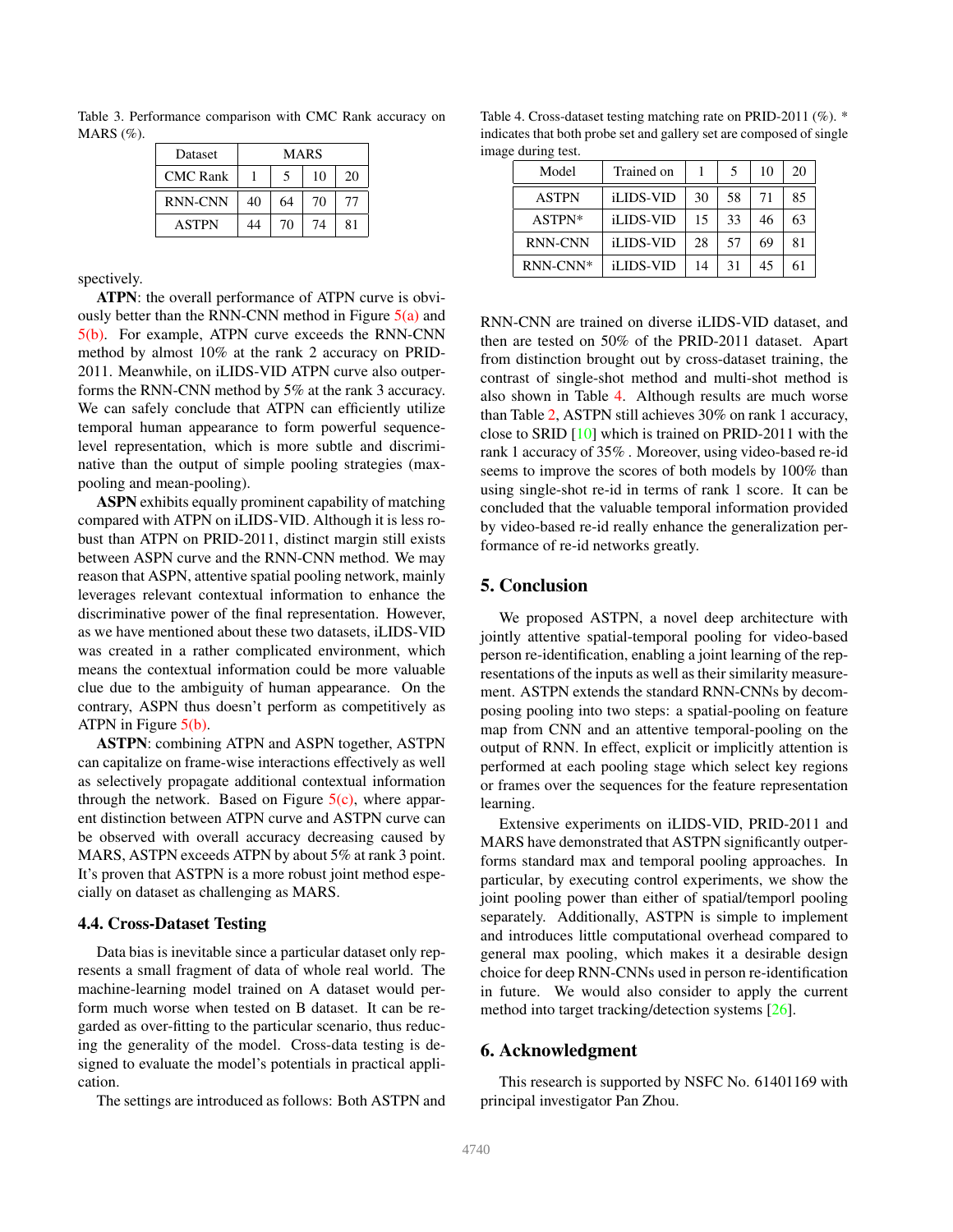Table 3. Performance comparison with CMC Rank accuracy on MARS (%).

| Dataset | MARS | | | |
|---|---|---|---|---|
| CMC Rank | 1 | 5 | 10 | 20 |
| RNN-CNN | 40 | 64 | 70 | 77 |
| ASTPN | 44 | 70 | 74 | 81 |

spectively.

**ATPN**: the overall performance of ATPN curve is obviously better than the RNN-CNN method in Figure 5(a) and 5(b). For example, ATPN curve exceeds the RNN-CNN method by almost 10% at the rank 2 accuracy on PRID-2011. Meanwhile, on iLIDS-VID ATPN curve also outperforms the RNN-CNN method by 5% at the rank 3 accuracy. We can safely conclude that ATPN can efficiently utilize temporal human appearance to form powerful sequence-level representation, which is more subtle and discriminative than the output of simple pooling strategies (max-pooling and mean-pooling).

**ASPN** exhibits equally prominent capability of matching compared with ATPN on iLIDS-VID. Although it is less robust than ATPN on PRID-2011, distinct margin still exists between ASPN curve and the RNN-CNN method. We may reason that ASPN, attentive spatial pooling network, mainly leverages relevant contextual information to enhance the discriminative power of the final representation. However, as we have mentioned about these two datasets, iLIDS-VID was created in a rather complicated environment, which means the contextual information could be more valuable clue due to the ambiguity of human appearance. On the contrary, ASPN thus doesn't perform as competitively as ATPN in Figure 5(b).

**ASTPN**: combining ATPN and ASPN together, ASTPN can capitalize on frame-wise interactions effectively as well as selectively propagate additional contextual information through the network. Based on Figure 5(c), where apparent distinction between ATPN curve and ASTPN curve can be observed with overall accuracy decreasing caused by MARS, ASTPN exceeds ATPN by about 5% at rank 3 point. It's proven that ASTPN is a more robust joint method especially on dataset as challenging as MARS.

### 4.4. Cross-Dataset Testing

Data bias is inevitable since a particular dataset only represents a small fragment of data of whole real world. The machine-learning model trained on A dataset would perform much worse when tested on B dataset. It can be regarded as over-fitting to the particular scenario, thus reducing the generality of the model. Cross-data testing is designed to evaluate the model's potentials in practical application.

The settings are introduced as follows: Both ASTPN and RNN-CNN are trained on diverse iLIDS-VID dataset, and then are tested on 50% of the PRID-2011 dataset. Apart from distinction brought out by cross-dataset training, the contrast of single-shot method and multi-shot method is also shown in Table 4. Although results are much worse than Table 2, ASTPN still achieves 30% on rank 1 accuracy, close to SRID [10] which is trained on PRID-2011 with the rank 1 accuracy of 35% . Moreover, using video-based re-id seems to improve the scores of both models by 100% than using single-shot re-id in terms of rank 1 score. It can be concluded that the valuable temporal information provided by video-based re-id really enhance the generalization performance of re-id networks greatly.

Table 4. Cross-dataset testing matching rate on PRID-2011 (%). * indicates that both probe set and gallery set are composed of single image during test.

| Model | Trained on | 1 | 5 | 10 | 20 |
|---|---|---|---|---|---|
| ASTPN | iLIDS-VID | 30 | 58 | 71 | 85 |
| ASTPN* | iLIDS-VID | 15 | 33 | 46 | 63 |
| RNN-CNN | iLIDS-VID | 28 | 57 | 69 | 81 |
| RNN-CNN* | iLIDS-VID | 14 | 31 | 45 | 61 |

## 5. Conclusion

We proposed ASTPN, a novel deep architecture with jointly attentive spatial-temporal pooling for video-based person re-identification, enabling a joint learning of the representations of the inputs as well as their similarity measurement. ASTPN extends the standard RNN-CNNs by decomposing pooling into two steps: a spatial-pooling on feature map from CNN and an attentive temporal-pooling on the output of RNN. In effect, explicit or implicitly attention is performed at each pooling stage which select key regions or frames over the sequences for the feature representation learning.

Extensive experiments on iLIDS-VID, PRID-2011 and MARS have demonstrated that ASTPN significantly outperforms standard max and temporal pooling approaches. In particular, by executing control experiments, we show the joint pooling power than either of spatial/temporl pooling separately. Additionally, ASTPN is simple to implement and introduces little computational overhead compared to general max pooling, which makes it a desirable design choice for deep RNN-CNNs used in person re-identification in future. We would also consider to apply the current method into target tracking/detection systems [26].

## 6. Acknowledgment

This research is supported by NSFC No. 61401169 with principal investigator Pan Zhou.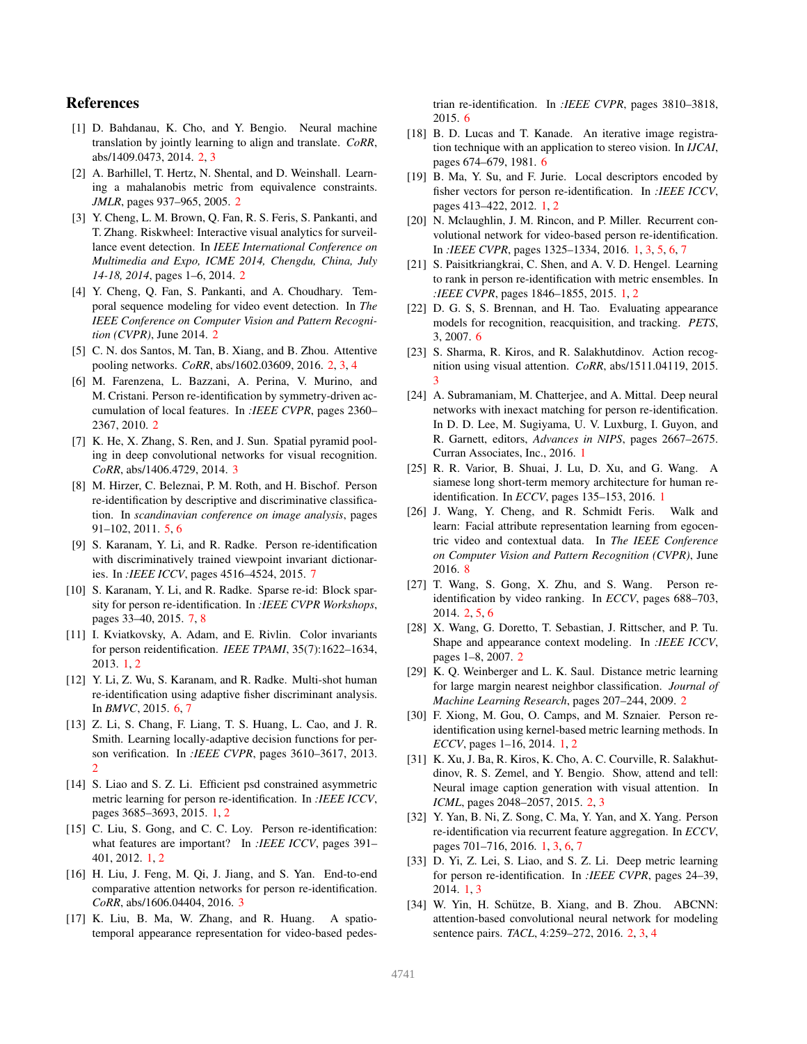# References

[1] D. Bahdanau, K. Cho, and Y. Bengio. Neural machine translation by jointly learning to align and translate. *CoRR*, abs/1409.0473, 2014. 2, 3

[2] A. Barhillel, T. Hertz, N. Shental, and D. Weinshall. Learning a mahalanobis metric from equivalence constraints. *JMLR*, pages 937–965, 2005. 2

[3] Y. Cheng, L. M. Brown, Q. Fan, R. S. Feris, S. Pankanti, and T. Zhang. Riskwheel: Interactive visual analytics for surveillance event detection. In *IEEE International Conference on Multimedia and Expo, ICME 2014, Chengdu, China, July 14-18, 2014*, pages 1–6, 2014. 2

[4] Y. Cheng, Q. Fan, S. Pankanti, and A. Choudhary. Temporal sequence modeling for video event detection. In *The IEEE Conference on Computer Vision and Pattern Recognition (CVPR)*, June 2014. 2

[5] C. N. dos Santos, M. Tan, B. Xiang, and B. Zhou. Attentive pooling networks. *CoRR*, abs/1602.03609, 2016. 2, 3, 4

[6] M. Farenzena, L. Bazzani, A. Perina, V. Murino, and M. Cristani. Person re-identification by symmetry-driven accumulation of local features. In *:IEEE CVPR*, pages 2360–2367, 2010. 2

[7] K. He, X. Zhang, S. Ren, and J. Sun. Spatial pyramid pooling in deep convolutional networks for visual recognition. *CoRR*, abs/1406.4729, 2014. 3

[8] M. Hirzer, C. Beleznai, P. M. Roth, and H. Bischof. Person re-identification by descriptive and discriminative classification. In *scandinavian conference on image analysis*, pages 91–102, 2011. 5, 6

[9] S. Karanam, Y. Li, and R. Radke. Person re-identification with discriminatively trained viewpoint invariant dictionaries. In *:IEEE ICCV*, pages 4516–4524, 2015. 7

[10] S. Karanam, Y. Li, and R. Radke. Sparse re-id: Block sparsity for person re-identification. In *:IEEE CVPR Workshops*, pages 33–40, 2015. 7, 8

[11] I. Kviatkovsky, A. Adam, and E. Rivlin. Color invariants for person reidentification. *IEEE TPAMI*, 35(7):1622–1634, 2013. 1, 2

[12] Y. Li, Z. Wu, S. Karanam, and R. Radke. Multi-shot human re-identification using adaptive fisher discriminant analysis. In *BMVC*, 2015. 6, 7

[13] Z. Li, S. Chang, F. Liang, T. S. Huang, L. Cao, and J. R. Smith. Learning locally-adaptive decision functions for person verification. In *:IEEE CVPR*, pages 3610–3617, 2013. 2

[14] S. Liao and S. Z. Li. Efficient psd constrained asymmetric metric learning for person re-identification. In *:IEEE ICCV*, pages 3685–3693, 2015. 1, 2

[15] C. Liu, S. Gong, and C. C. Loy. Person re-identification: what features are important? In *:IEEE ICCV*, pages 391–401, 2012. 1, 2

[16] H. Liu, J. Feng, M. Qi, J. Jiang, and S. Yan. End-to-end comparative attention networks for person re-identification. *CoRR*, abs/1606.04404, 2016. 3

[17] K. Liu, B. Ma, W. Zhang, and R. Huang. A spatio-temporal appearance representation for video-based pedestrian re-identification. In *:IEEE CVPR*, pages 3810–3818, 2015. 6

[18] B. D. Lucas and T. Kanade. An iterative image registration technique with an application to stereo vision. In *IJCAI*, pages 674–679, 1981. 6

[19] B. Ma, Y. Su, and F. Jurie. Local descriptors encoded by fisher vectors for person re-identification. In *:IEEE ICCV*, pages 413–422, 2012. 1, 2

[20] N. Mclaughlin, J. M. Rincon, and P. Miller. Recurrent convolutional network for video-based person re-identification. In *:IEEE CVPR*, pages 1325–1334, 2016. 1, 3, 5, 6, 7

[21] S. Paisitkriangkrai, C. Shen, and A. V. D. Hengel. Learning to rank in person re-identification with metric ensembles. In *:IEEE CVPR*, pages 1846–1855, 2015. 1, 2

[22] D. G. S, S. Brennan, and H. Tao. Evaluating appearance models for recognition, reacquisition, and tracking. *PETS*, 3, 2007. 6

[23] S. Sharma, R. Kiros, and R. Salakhutdinov. Action recognition using visual attention. *CoRR*, abs/1511.04119, 2015. 3

[24] A. Subramaniam, M. Chatterjee, and A. Mittal. Deep neural networks with inexact matching for person re-identification. In D. D. Lee, M. Sugiyama, U. V. Luxburg, I. Guyon, and R. Garnett, editors, *Advances in NIPS*, pages 2667–2675. Curran Associates, Inc., 2016. 1

[25] R. R. Varior, B. Shuai, J. Lu, D. Xu, and G. Wang. A siamese long short-term memory architecture for human re-identification. In *ECCV*, pages 135–153, 2016. 1

[26] J. Wang, Y. Cheng, and R. Schmidt Feris. Walk and learn: Facial attribute representation learning from egocentric video and contextual data. In *The IEEE Conference on Computer Vision and Pattern Recognition (CVPR)*, June 2016. 8

[27] T. Wang, S. Gong, X. Zhu, and S. Wang. Person re-identification by video ranking. In *ECCV*, pages 688–703, 2014. 2, 5, 6

[28] X. Wang, G. Doretto, T. Sebastian, J. Rittscher, and P. Tu. Shape and appearance context modeling. In *:IEEE ICCV*, pages 1–8, 2007. 2

[29] K. Q. Weinberger and L. K. Saul. Distance metric learning for large margin nearest neighbor classification. *Journal of Machine Learning Research*, pages 207–244, 2009. 2

[30] F. Xiong, M. Gou, O. Camps, and M. Sznaier. Person re-identification using kernel-based metric learning methods. In *ECCV*, pages 1–16, 2014. 1, 2

[31] K. Xu, J. Ba, R. Kiros, K. Cho, A. C. Courville, R. Salakhutdinov, R. S. Zemel, and Y. Bengio. Show, attend and tell: Neural image caption generation with visual attention. In *ICML*, pages 2048–2057, 2015. 2, 3

[32] Y. Yan, B. Ni, Z. Song, C. Ma, Y. Yan, and X. Yang. Person re-identification via recurrent feature aggregation. In *ECCV*, pages 701–716, 2016. 1, 3, 6, 7

[33] D. Yi, Z. Lei, S. Liao, and S. Z. Li. Deep metric learning for person re-identification. In *:IEEE CVPR*, pages 24–39, 2014. 1, 3

[34] W. Yin, H. Schütze, B. Xiang, and B. Zhou. ABCNN: attention-based convolutional neural network for modeling sentence pairs. *TACL*, 4:259–272, 2016. 2, 3, 4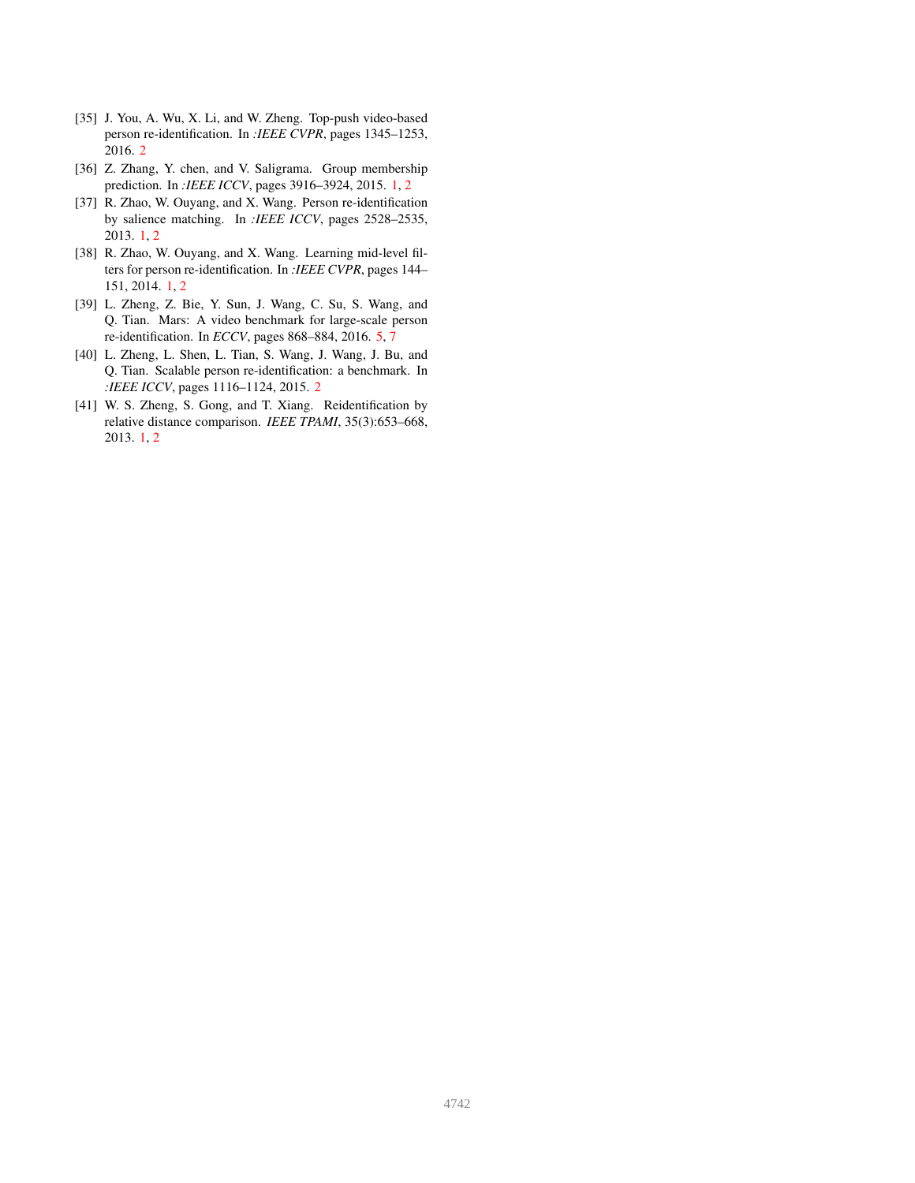[35] J. You, A. Wu, X. Li, and W. Zheng. Top-push video-based person re-identification. In *:IEEE CVPR*, pages 1345–1253, 2016. 2

[36] Z. Zhang, Y. chen, and V. Saligrama. Group membership prediction. In *:IEEE ICCV*, pages 3916–3924, 2015. 1, 2

[37] R. Zhao, W. Ouyang, and X. Wang. Person re-identification by salience matching. In *:IEEE ICCV*, pages 2528–2535, 2013. 1, 2

[38] R. Zhao, W. Ouyang, and X. Wang. Learning mid-level filters for person re-identification. In *:IEEE CVPR*, pages 144–151, 2014. 1, 2

[39] L. Zheng, Z. Bie, Y. Sun, J. Wang, C. Su, S. Wang, and Q. Tian. Mars: A video benchmark for large-scale person re-identification. In *ECCV*, pages 868–884, 2016. 5, 7

[40] L. Zheng, L. Shen, L. Tian, S. Wang, J. Wang, J. Bu, and Q. Tian. Scalable person re-identification: a benchmark. In *:IEEE ICCV*, pages 1116–1124, 2015. 2

[41] W. S. Zheng, S. Gong, and T. Xiang. Reidentification by relative distance comparison. *IEEE TPAMI*, 35(3):653–668, 2013. 1, 2